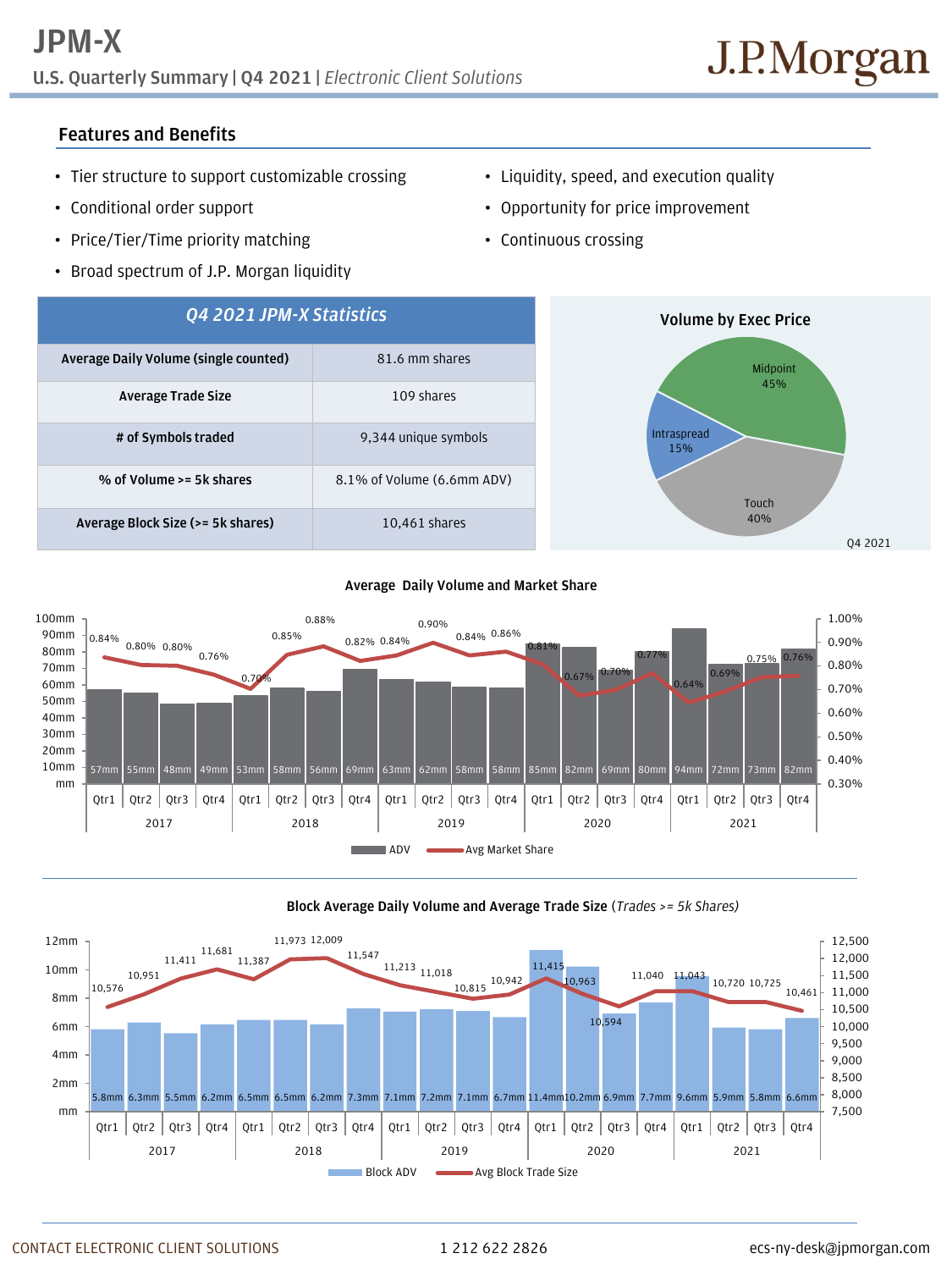# JPM-X

**U.S. Quarterly Summary | Q4 2021 |** *Electronic Client Solutions*

J.P.Morgan

## Features and Benefits

- Tier structure to support customizable crossing
- Conditional order support
- Price/Tier/Time priority matching
- Broad spectrum of J.P. Morgan liquidity
- Liquidity, speed, and execution quality
- Opportunity for price improvement
- Continuous crossing

| *Q4 2021 JPM-X Statistics* | |
|---|---|
| **Average Daily Volume (single counted)** | 81.6 mm shares |
| **Average Trade Size** | 109 shares |
| **# of Symbols traded** | 9,344 unique symbols |
| **% of Volume >= 5k shares** | 8.1% of Volume (6.6mm ADV) |
| **Average Block Size (>= 5k shares)** | 10,461 shares |

**Volume by Exec Price** (Q4 2021)

| Exec Price | Share |
|---|---|
| Midpoint | 45% |
| Touch | 40% |
| Intraspread | 15% |

**Average Daily Volume and Market Share**

| Year | Quarter | ADV | Avg Market Share |
|---|---|---|---|
| 2017 | Qtr1 | 57mm | 0.84% |
| 2017 | Qtr2 | 55mm | 0.80% |
| 2017 | Qtr3 | 48mm | 0.80% |
| 2017 | Qtr4 | 49mm | 0.76% |
| 2018 | Qtr1 | 53mm | 0.70% |
| 2018 | Qtr2 | 58mm | 0.85% |
| 2018 | Qtr3 | 56mm | 0.88% |
| 2018 | Qtr4 | 69mm | 0.82% |
| 2019 | Qtr1 | 63mm | 0.84% |
| 2019 | Qtr2 | 62mm | 0.90% |
| 2019 | Qtr3 | 58mm | 0.84% |
| 2019 | Qtr4 | 58mm | 0.86% |
| 2020 | Qtr1 | 85mm | 0.81% |
| 2020 | Qtr2 | 82mm | 0.67% |
| 2020 | Qtr3 | 69mm | 0.70% |
| 2020 | Qtr4 | 80mm | 0.77% |
| 2021 | Qtr1 | 94mm | 0.64% |
| 2021 | Qtr2 | 72mm | 0.69% |
| 2021 | Qtr3 | 73mm | 0.75% |
| 2021 | Qtr4 | 82mm | 0.76% |

**Block Average Daily Volume and Average Trade Size** (*Trades >= 5k Shares*)

| Year | Quarter | Block ADV | Avg Block Trade Size |
|---|---|---|---|
| 2017 | Qtr1 | 5.8mm | 10,576 |
| 2017 | Qtr2 | 6.3mm | 10,951 |
| 2017 | Qtr3 | 5.5mm | 11,411 |
| 2017 | Qtr4 | 6.2mm | 11,681 |
| 2018 | Qtr1 | 6.5mm | 11,387 |
| 2018 | Qtr2 | 6.5mm | 11,973 |
| 2018 | Qtr3 | 6.2mm | 12,009 |
| 2018 | Qtr4 | 7.3mm | 11,547 |
| 2019 | Qtr1 | 7.1mm | 11,213 |
| 2019 | Qtr2 | 7.2mm | 11,018 |
| 2019 | Qtr3 | 7.1mm | 10,815 |
| 2019 | Qtr4 | 6.7mm | 10,942 |
| 2020 | Qtr1 | 11.4mm | 11,415 |
| 2020 | Qtr2 | 10.2mm | 10,963 |
| 2020 | Qtr3 | 6.9mm | 10,594 |
| 2020 | Qtr4 | 7.7mm | 11,040 |
| 2021 | Qtr1 | 9.6mm | 11,043 |
| 2021 | Qtr2 | 5.9mm | 10,720 |
| 2021 | Qtr3 | 5.8mm | 10,725 |
| 2021 | Qtr4 | 6.6mm | 10,461 |

CONTACT ELECTRONIC CLIENT SOLUTIONS 1 212 622 2826 ecs-ny-desk@jpmorgan.com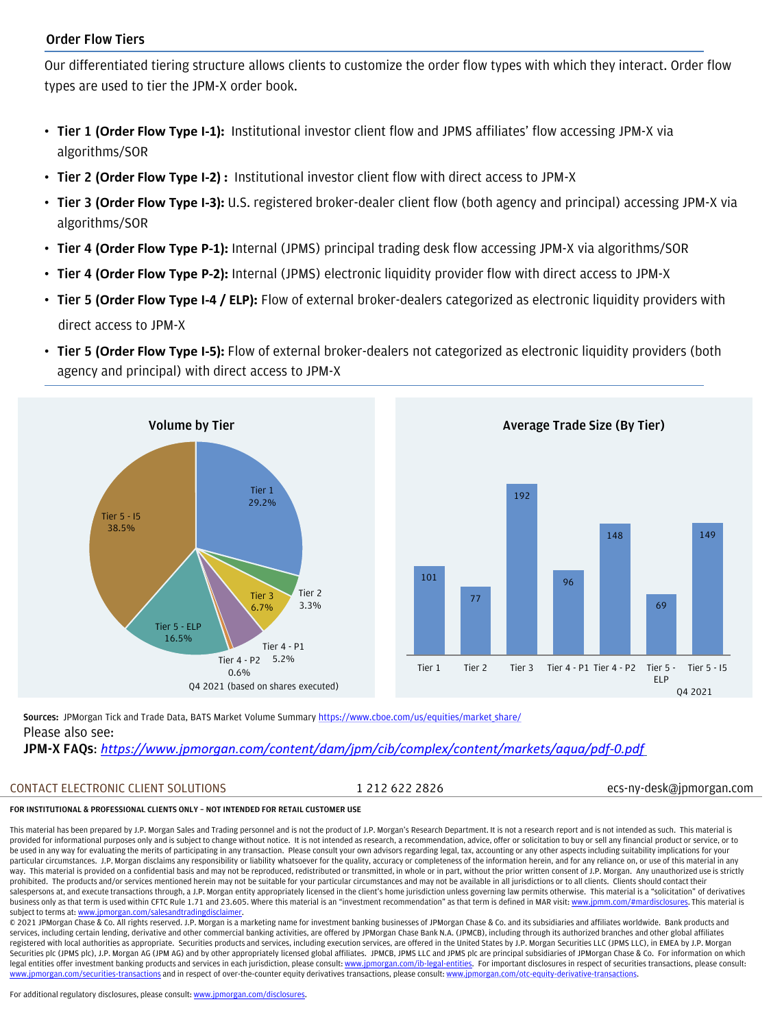## Order Flow Tiers

Our differentiated tiering structure allows clients to customize the order flow types with which they interact. Order flow types are used to tier the JPM-X order book.

- **Tier 1 (Order Flow Type I-1):** Institutional investor client flow and JPMS affiliates' flow accessing JPM-X via algorithms/SOR
- **Tier 2 (Order Flow Type I-2) :** Institutional investor client flow with direct access to JPM-X
- **Tier 3 (Order Flow Type I-3):** U.S. registered broker-dealer client flow (both agency and principal) accessing JPM-X via algorithms/SOR
- **Tier 4 (Order Flow Type P-1):** Internal (JPMS) principal trading desk flow accessing JPM-X via algorithms/SOR
- **Tier 4 (Order Flow Type P-2):** Internal (JPMS) electronic liquidity provider flow with direct access to JPM-X
- **Tier 5 (Order Flow Type I-4 / ELP):** Flow of external broker-dealers categorized as electronic liquidity providers with direct access to JPM-X
- **Tier 5 (Order Flow Type I-5):** Flow of external broker-dealers not categorized as electronic liquidity providers (both agency and principal) with direct access to JPM-X

**Volume by Tier**

Tier 1 29.2%
Tier 2 3.3%
Tier 3 6.7%
Tier 4 - P1 5.2%
Tier 4 - P2 0.6%
Tier 5 - ELP 16.5%
Tier 5 - I5 38.5%

Q4 2021 (based on shares executed)

**Average Trade Size (By Tier)**

Tier 1: 101
Tier 2: 77
Tier 3: 192
Tier 4 - P1: 96
Tier 4 - P2: 148
Tier 5 - ELP: 69
Tier 5 - I5: 149

Q4 2021

**Sources:** JPMorgan Tick and Trade Data, BATS Market Volume Summary https://www.cboe.com/us/equities/market_share/

Please also see:

**JPM-X FAQs**: *https://www.jpmorgan.com/content/dam/jpm/cib/complex/content/markets/aqua/pdf-0.pdf*

CONTACT ELECTRONIC CLIENT SOLUTIONS 1 212 622 2826 ecs-ny-desk@jpmorgan.com

**FOR INSTITUTIONAL & PROFESSIONAL CLIENTS ONLY – NOT INTENDED FOR RETAIL CUSTOMER USE**

This material has been prepared by J.P. Morgan Sales and Trading personnel and is not the product of J.P. Morgan's Research Department. It is not a research report and is not intended as such. This material is provided for informational purposes only and is subject to change without notice. It is not intended as research, a recommendation, advice, offer or solicitation to buy or sell any financial product or service, or to be used in any way for evaluating the merits of participating in any transaction. Please consult your own advisors regarding legal, tax, accounting or any other aspects including suitability implications for your particular circumstances. J.P. Morgan disclaims any responsibility or liability whatsoever for the quality, accuracy or completeness of the information herein, and for any reliance on, or use of this material in any way. This material is provided on a confidential basis and may not be reproduced, redistributed or transmitted, in whole or in part, without the prior written consent of J.P. Morgan. Any unauthorized use is strictly prohibited. The products and/or services mentioned herein may not be suitable for your particular circumstances and may not be available in all jurisdictions or to all clients. Clients should contact their salespersons at, and execute transactions through, a J.P. Morgan entity appropriately licensed in the client's home jurisdiction unless governing law permits otherwise. This material is a "solicitation" of derivatives business only as that term is used within CFTC Rule 1.71 and 23.605. Where this material is an "investment recommendation" as that term is defined in MAR visit: www.jpmm.com/#mardisclosures. This material is subject to terms at: www.jpmorgan.com/salesandtradingdisclaimer.

© 2021 JPMorgan Chase & Co. All rights reserved. J.P. Morgan is a marketing name for investment banking businesses of JPMorgan Chase & Co. and its subsidiaries and affiliates worldwide. Bank products and services, including certain lending, derivative and other commercial banking activities, are offered by JPMorgan Chase Bank N.A. (JPMCB), including through its authorized branches and other global affiliates registered with local authorities as appropriate. Securities products and services, including execution services, are offered in the United States by J.P. Morgan Securities LLC (JPMS LLC), in EMEA by J.P. Morgan Securities plc (JPMS plc), J.P. Morgan AG (JPM AG) and by other appropriately licensed global affiliates. JPMCB, JPMS LLC and JPMS plc are principal subsidiaries of JPMorgan Chase & Co. For information on which legal entities offer investment banking products and services in each jurisdiction, please consult: www.jpmorgan.com/ib-legal-entities. For important disclosures in respect of securities transactions, please consult: www.jpmorgan.com/securities-transactions and in respect of over-the-counter equity derivatives transactions, please consult: www.jpmorgan.com/otc-equity-derivative-transactions.

For additional regulatory disclosures, please consult: www.jpmorgan.com/disclosures.